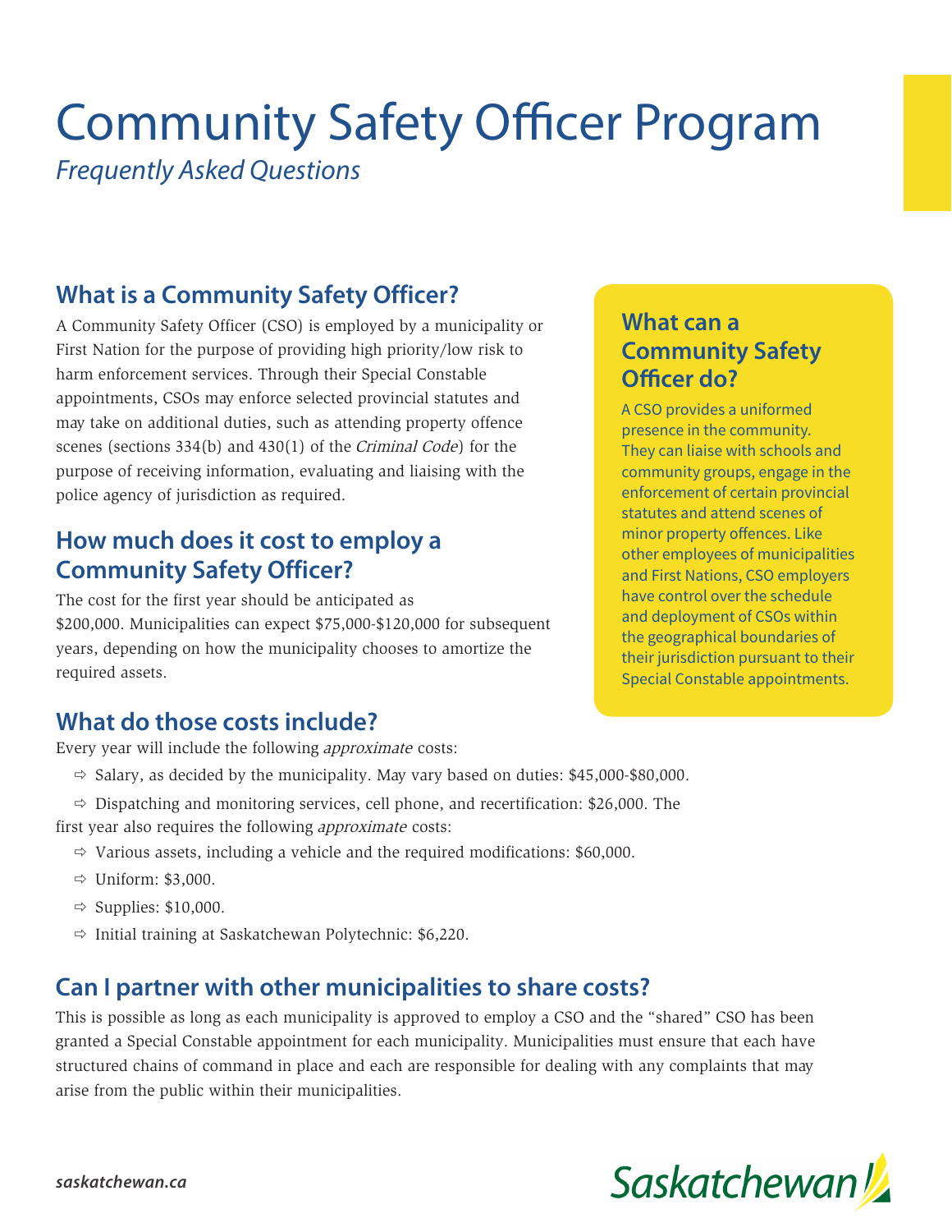# Community Safety Officer Program

*Frequently Asked Questions*

## What is a Community Safety Officer?

A Community Safety Officer (CSO) is employed by a municipality or First Nation for the purpose of providing high priority/low risk to harm enforcement services. Through their Special Constable appointments, CSOs may enforce selected provincial statutes and may take on additional duties, such as attending property offence scenes (sections 334(b) and 430(1) of the *Criminal Code*) for the purpose of receiving information, evaluating and liaising with the police agency of jurisdiction as required.

## What can a Community Safety Officer do?

A CSO provides a uniformed presence in the community. They can liaise with schools and community groups, engage in the enforcement of certain provincial statutes and attend scenes of minor property offences. Like other employees of municipalities and First Nations, CSO employers have control over the schedule and deployment of CSOs within the geographical boundaries of their jurisdiction pursuant to their Special Constable appointments.

## How much does it cost to employ a Community Safety Officer?

The cost for the first year should be anticipated as $200,000. Municipalities can expect $75,000-$120,000 for subsequent years, depending on how the municipality chooses to amortize the required assets.

## What do those costs include?

Every year will include the following *approximate* costs:

- Salary, as decided by the municipality. May vary based on duties: $45,000-$80,000.
- Dispatching and monitoring services, cell phone, and recertification: $26,000.

The first year also requires the following *approximate* costs:

- Various assets, including a vehicle and the required modifications: $60,000.
- Uniform: $3,000.
- Supplies: $10,000.
- Initial training at Saskatchewan Polytechnic: $6,220.

## Can I partner with other municipalities to share costs?

This is possible as long as each municipality is approved to employ a CSO and the "shared" CSO has been granted a Special Constable appointment for each municipality. Municipalities must ensure that each have structured chains of command in place and each are responsible for dealing with any complaints that may arise from the public within their municipalities.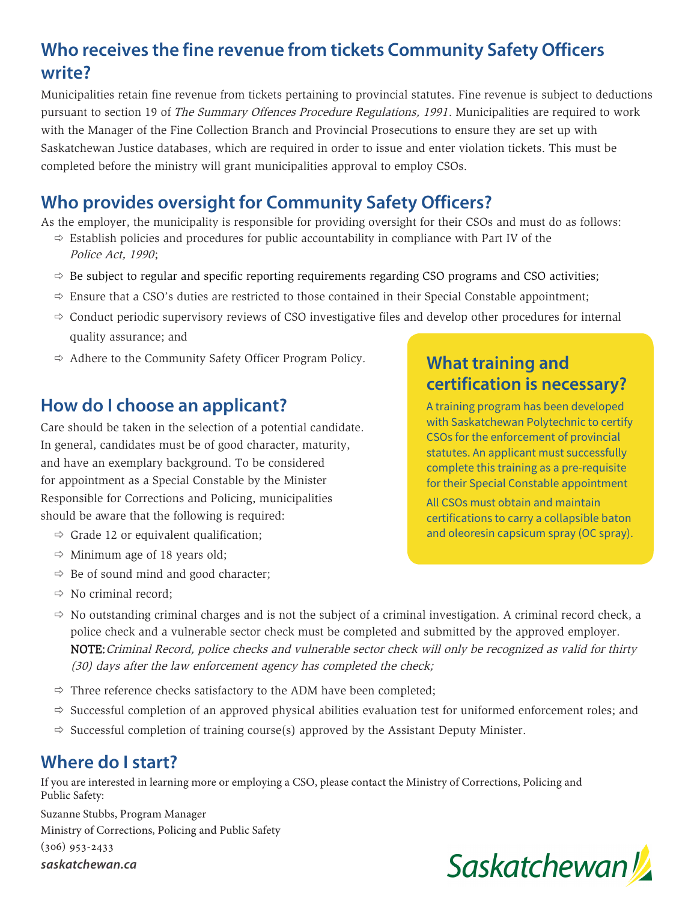## Who receives the fine revenue from tickets Community Safety Officers write?

Municipalities retain fine revenue from tickets pertaining to provincial statutes. Fine revenue is subject to deductions pursuant to section 19 of *The Summary Offences Procedure Regulations, 1991*. Municipalities are required to work with the Manager of the Fine Collection Branch and Provincial Prosecutions to ensure they are set up with Saskatchewan Justice databases, which are required in order to issue and enter violation tickets. This must be completed before the ministry will grant municipalities approval to employ CSOs.

## Who provides oversight for Community Safety Officers?

As the employer, the municipality is responsible for providing oversight for their CSOs and must do as follows:

- Establish policies and procedures for public accountability in compliance with Part IV of the *Police Act, 1990*;
- Be subject to regular and specific reporting requirements regarding CSO programs and CSO activities;
- Ensure that a CSO's duties are restricted to those contained in their Special Constable appointment;
- Conduct periodic supervisory reviews of CSO investigative files and develop other procedures for internal quality assurance; and
- Adhere to the Community Safety Officer Program Policy.

## How do I choose an applicant?

Care should be taken in the selection of a potential candidate. In general, candidates must be of good character, maturity, and have an exemplary background. To be considered for appointment as a Special Constable by the Minister Responsible for Corrections and Policing, municipalities should be aware that the following is required:

- Grade 12 or equivalent qualification;
- Minimum age of 18 years old;
- Be of sound mind and good character;
- No criminal record;
- No outstanding criminal charges and is not the subject of a criminal investigation. A criminal record check, a police check and a vulnerable sector check must be completed and submitted by the approved employer. NOTE: *Criminal Record, police checks and vulnerable sector check will only be recognized as valid for thirty (30) days after the law enforcement agency has completed the check;*
- Three reference checks satisfactory to the ADM have been completed;
- Successful completion of an approved physical abilities evaluation test for uniformed enforcement roles; and
- Successful completion of training course(s) approved by the Assistant Deputy Minister.

## What training and certification is necessary?

A training program has been developed with Saskatchewan Polytechnic to certify CSOs for the enforcement of provincial statutes. An applicant must successfully complete this training as a pre-requisite for their Special Constable appointment

All CSOs must obtain and maintain certifications to carry a collapsible baton and oleoresin capsicum spray (OC spray).

## Where do I start?

If you are interested in learning more or employing a CSO, please contact the Ministry of Corrections, Policing and Public Safety:

Suzanne Stubbs, Program Manager
Ministry of Corrections, Policing and Public Safety
(306) 953-2433
***saskatchewan.ca***

Saskatchewan